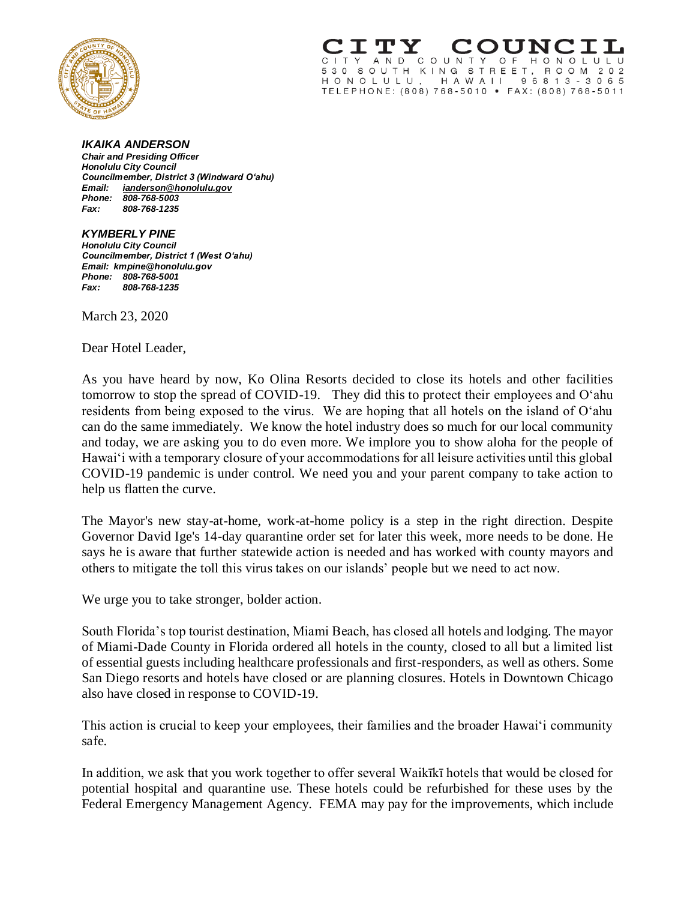# CITY COUNCIL

CITY AND COUNTY OF HONOLULU
530 SOUTH KING STREET, ROOM 202
HONOLULU, HAWAII 96813-3065
TELEPHONE: (808) 768-5010 • FAX: (808) 768-5011

***IKAIKA ANDERSON***
***Chair and Presiding Officer***
***Honolulu City Council***
***Councilmember, District 3 (Windward O'ahu)***
***Email:*** ***ianderson@honolulu.gov***
***Phone:*** ***808-768-5003***
***Fax:*** ***808-768-1235***

***KYMBERLY PINE***
***Honolulu City Council***
***Councilmember, District 1 (West O'ahu)***
***Email: kmpine@honolulu.gov***
***Phone:*** ***808-768-5001***
***Fax:*** ***808-768-1235***

March 23, 2020

Dear Hotel Leader,

As you have heard by now, Ko Olina Resorts decided to close its hotels and other facilities tomorrow to stop the spread of COVID-19. They did this to protect their employees and O'ahu residents from being exposed to the virus. We are hoping that all hotels on the island of O'ahu can do the same immediately. We know the hotel industry does so much for our local community and today, we are asking you to do even more. We implore you to show aloha for the people of Hawai'i with a temporary closure of your accommodations for all leisure activities until this global COVID-19 pandemic is under control. We need you and your parent company to take action to help us flatten the curve.

The Mayor's new stay-at-home, work-at-home policy is a step in the right direction. Despite Governor David Ige's 14-day quarantine order set for later this week, more needs to be done. He says he is aware that further statewide action is needed and has worked with county mayors and others to mitigate the toll this virus takes on our islands' people but we need to act now.

We urge you to take stronger, bolder action.

South Florida's top tourist destination, Miami Beach, has closed all hotels and lodging. The mayor of Miami-Dade County in Florida ordered all hotels in the county, closed to all but a limited list of essential guests including healthcare professionals and first-responders, as well as others. Some San Diego resorts and hotels have closed or are planning closures. Hotels in Downtown Chicago also have closed in response to COVID-19.

This action is crucial to keep your employees, their families and the broader Hawai'i community safe.

In addition, we ask that you work together to offer several Waikīkī hotels that would be closed for potential hospital and quarantine use. These hotels could be refurbished for these uses by the Federal Emergency Management Agency. FEMA may pay for the improvements, which include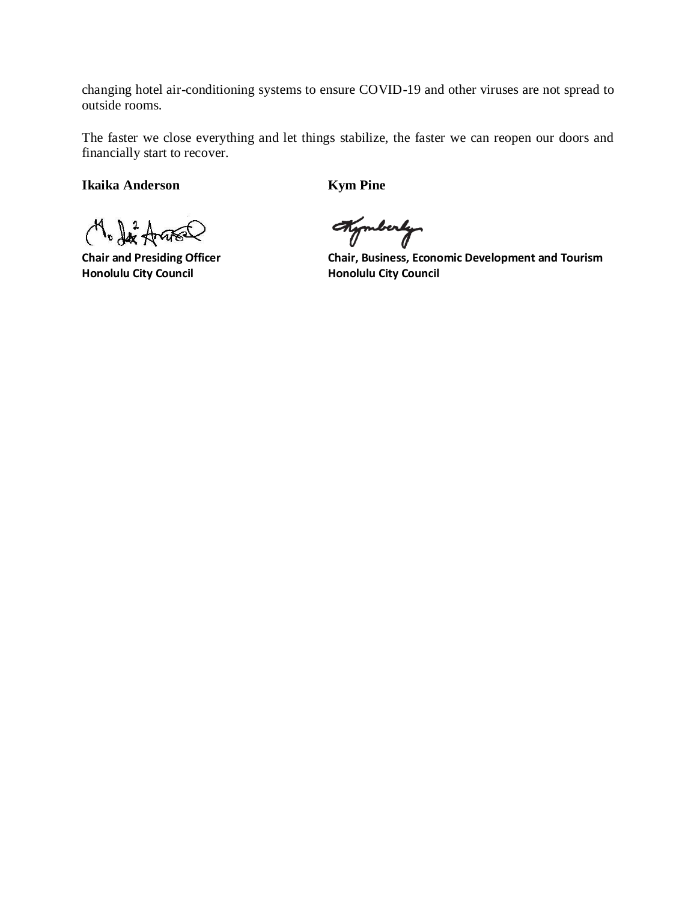changing hotel air-conditioning systems to ensure COVID-19 and other viruses are not spread to outside rooms.

The faster we close everything and let things stabilize, the faster we can reopen our doors and financially start to recover.

**Ikaika Anderson**

**Chair and Presiding Officer**
**Honolulu City Council**

**Kym Pine**

**Chair, Business, Economic Development and Tourism**
**Honolulu City Council**